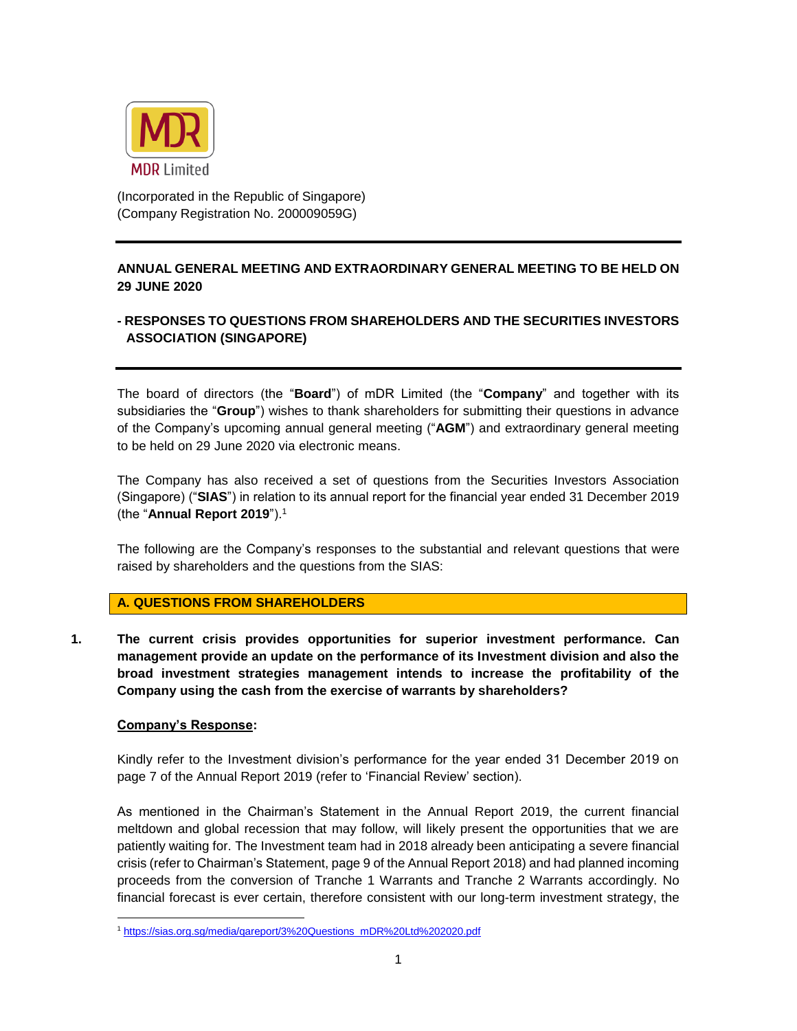MDR

MDR Limited

(Incorporated in the Republic of Singapore)
(Company Registration No. 200009059G)

---

**ANNUAL GENERAL MEETING AND EXTRAORDINARY GENERAL MEETING TO BE HELD ON 29 JUNE 2020**

**- RESPONSES TO QUESTIONS FROM SHAREHOLDERS AND THE SECURITIES INVESTORS ASSOCIATION (SINGAPORE)**

---

The board of directors (the "**Board**") of mDR Limited (the "**Company**" and together with its subsidiaries the "**Group**") wishes to thank shareholders for submitting their questions in advance of the Company's upcoming annual general meeting ("**AGM**") and extraordinary general meeting to be held on 29 June 2020 via electronic means.

The Company has also received a set of questions from the Securities Investors Association (Singapore) ("**SIAS**") in relation to its annual report for the financial year ended 31 December 2019 (the "**Annual Report 2019**").[1]

The following are the Company's responses to the substantial and relevant questions that were raised by shareholders and the questions from the SIAS:

## A. QUESTIONS FROM SHAREHOLDERS

**1. The current crisis provides opportunities for superior investment performance. Can management provide an update on the performance of its Investment division and also the broad investment strategies management intends to increase the profitability of the Company using the cash from the exercise of warrants by shareholders?**

**<u>Company's Response</u>:**

Kindly refer to the Investment division's performance for the year ended 31 December 2019 on page 7 of the Annual Report 2019 (refer to 'Financial Review' section).

As mentioned in the Chairman's Statement in the Annual Report 2019, the current financial meltdown and global recession that may follow, will likely present the opportunities that we are patiently waiting for. The Investment team had in 2018 already been anticipating a severe financial crisis (refer to Chairman's Statement, page 9 of the Annual Report 2018) and had planned incoming proceeds from the conversion of Tranche 1 Warrants and Tranche 2 Warrants accordingly. No financial forecast is ever certain, therefore consistent with our long-term investment strategy, the

---

[1] https://sias.org.sg/media/qareport/3%20Questions_mDR%20Ltd%202020.pdf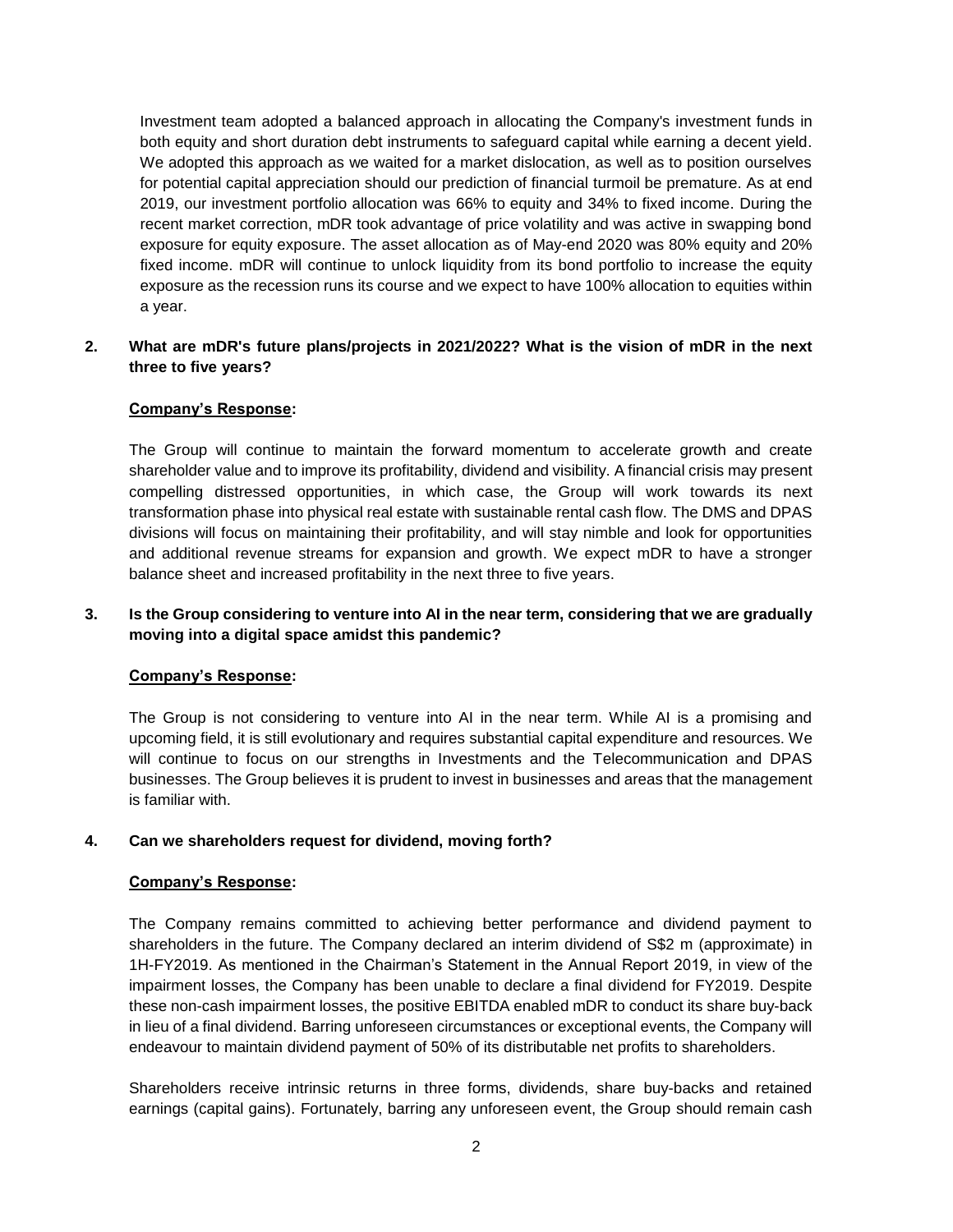Investment team adopted a balanced approach in allocating the Company's investment funds in both equity and short duration debt instruments to safeguard capital while earning a decent yield. We adopted this approach as we waited for a market dislocation, as well as to position ourselves for potential capital appreciation should our prediction of financial turmoil be premature. As at end 2019, our investment portfolio allocation was 66% to equity and 34% to fixed income. During the recent market correction, mDR took advantage of price volatility and was active in swapping bond exposure for equity exposure. The asset allocation as of May-end 2020 was 80% equity and 20% fixed income. mDR will continue to unlock liquidity from its bond portfolio to increase the equity exposure as the recession runs its course and we expect to have 100% allocation to equities within a year.

**2. What are mDR's future plans/projects in 2021/2022? What is the vision of mDR in the next three to five years?**

**Company's Response:**

The Group will continue to maintain the forward momentum to accelerate growth and create shareholder value and to improve its profitability, dividend and visibility. A financial crisis may present compelling distressed opportunities, in which case, the Group will work towards its next transformation phase into physical real estate with sustainable rental cash flow. The DMS and DPAS divisions will focus on maintaining their profitability, and will stay nimble and look for opportunities and additional revenue streams for expansion and growth. We expect mDR to have a stronger balance sheet and increased profitability in the next three to five years.

**3. Is the Group considering to venture into AI in the near term, considering that we are gradually moving into a digital space amidst this pandemic?**

**Company's Response:**

The Group is not considering to venture into AI in the near term. While AI is a promising and upcoming field, it is still evolutionary and requires substantial capital expenditure and resources. We will continue to focus on our strengths in Investments and the Telecommunication and DPAS businesses. The Group believes it is prudent to invest in businesses and areas that the management is familiar with.

**4. Can we shareholders request for dividend, moving forth?**

**Company's Response:**

The Company remains committed to achieving better performance and dividend payment to shareholders in the future. The Company declared an interim dividend of S$2 m (approximate) in 1H-FY2019. As mentioned in the Chairman's Statement in the Annual Report 2019, in view of the impairment losses, the Company has been unable to declare a final dividend for FY2019. Despite these non-cash impairment losses, the positive EBITDA enabled mDR to conduct its share buy-back in lieu of a final dividend. Barring unforeseen circumstances or exceptional events, the Company will endeavour to maintain dividend payment of 50% of its distributable net profits to shareholders.

Shareholders receive intrinsic returns in three forms, dividends, share buy-backs and retained earnings (capital gains). Fortunately, barring any unforeseen event, the Group should remain cash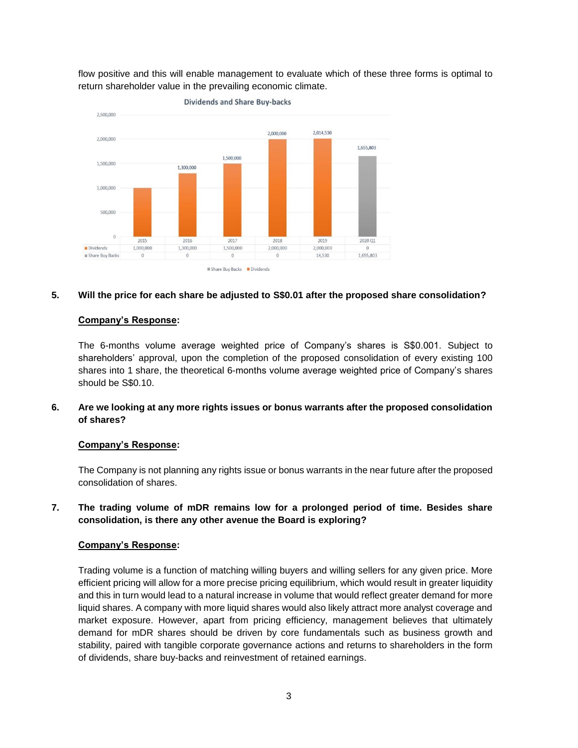flow positive and this will enable management to evaluate which of these three forms is optimal to return shareholder value in the prevailing economic climate.

**Dividends and Share Buy-backs**

| | 2015 | 2016 | 2017 | 2018 | 2019 | 2020 Q1 |
|---|---|---|---|---|---|---|
| Dividends | 1,000,000 | 1,300,000 | 1,500,000 | 2,000,000 | 2,000,000 | 0 |
| Share Buy Backs | 0 | 0 | 0 | 0 | 14,530 | 1,655,803 |

**5. Will the price for each share be adjusted to S$0.01 after the proposed share consolidation?**

**<u>Company's Response</u>:**

The 6-months volume average weighted price of Company's shares is S$0.001. Subject to shareholders' approval, upon the completion of the proposed consolidation of every existing 100 shares into 1 share, the theoretical 6-months volume average weighted price of Company's shares should be S$0.10.

**6. Are we looking at any more rights issues or bonus warrants after the proposed consolidation of shares?**

**<u>Company's Response</u>:**

The Company is not planning any rights issue or bonus warrants in the near future after the proposed consolidation of shares.

**7. The trading volume of mDR remains low for a prolonged period of time. Besides share consolidation, is there any other avenue the Board is exploring?**

**<u>Company's Response</u>:**

Trading volume is a function of matching willing buyers and willing sellers for any given price. More efficient pricing will allow for a more precise pricing equilibrium, which would result in greater liquidity and this in turn would lead to a natural increase in volume that would reflect greater demand for more liquid shares. A company with more liquid shares would also likely attract more analyst coverage and market exposure. However, apart from pricing efficiency, management believes that ultimately demand for mDR shares should be driven by core fundamentals such as business growth and stability, paired with tangible corporate governance actions and returns to shareholders in the form of dividends, share buy-backs and reinvestment of retained earnings.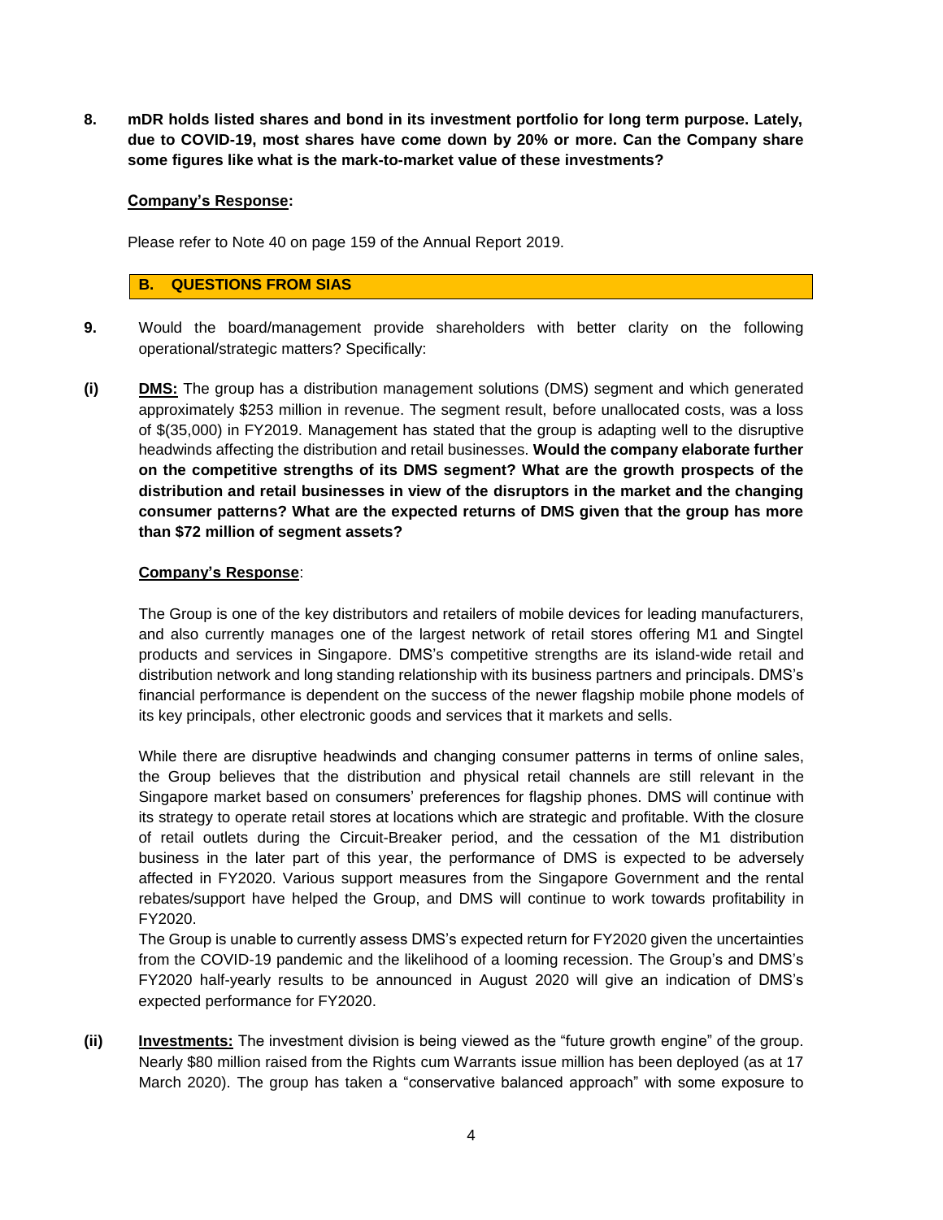**8. mDR holds listed shares and bond in its investment portfolio for long term purpose. Lately, due to COVID-19, most shares have come down by 20% or more. Can the Company share some figures like what is the mark-to-market value of these investments?**

**Company's Response:**

Please refer to Note 40 on page 159 of the Annual Report 2019.

## B. QUESTIONS FROM SIAS

**9.** Would the board/management provide shareholders with better clarity on the following operational/strategic matters? Specifically:

**(i)** **DMS:** The group has a distribution management solutions (DMS) segment and which generated approximately $253 million in revenue. The segment result, before unallocated costs, was a loss of $(35,000) in FY2019. Management has stated that the group is adapting well to the disruptive headwinds affecting the distribution and retail businesses. **Would the company elaborate further on the competitive strengths of its DMS segment? What are the growth prospects of the distribution and retail businesses in view of the disruptors in the market and the changing consumer patterns? What are the expected returns of DMS given that the group has more than $72 million of segment assets?**

**Company's Response**:

The Group is one of the key distributors and retailers of mobile devices for leading manufacturers, and also currently manages one of the largest network of retail stores offering M1 and Singtel products and services in Singapore. DMS's competitive strengths are its island-wide retail and distribution network and long standing relationship with its business partners and principals. DMS's financial performance is dependent on the success of the newer flagship mobile phone models of its key principals, other electronic goods and services that it markets and sells.

While there are disruptive headwinds and changing consumer patterns in terms of online sales, the Group believes that the distribution and physical retail channels are still relevant in the Singapore market based on consumers' preferences for flagship phones. DMS will continue with its strategy to operate retail stores at locations which are strategic and profitable. With the closure of retail outlets during the Circuit-Breaker period, and the cessation of the M1 distribution business in the later part of this year, the performance of DMS is expected to be adversely affected in FY2020. Various support measures from the Singapore Government and the rental rebates/support have helped the Group, and DMS will continue to work towards profitability in FY2020.

The Group is unable to currently assess DMS's expected return for FY2020 given the uncertainties from the COVID-19 pandemic and the likelihood of a looming recession. The Group's and DMS's FY2020 half-yearly results to be announced in August 2020 will give an indication of DMS's expected performance for FY2020.

**(ii)** **Investments:** The investment division is being viewed as the "future growth engine" of the group. Nearly $80 million raised from the Rights cum Warrants issue million has been deployed (as at 17 March 2020). The group has taken a "conservative balanced approach" with some exposure to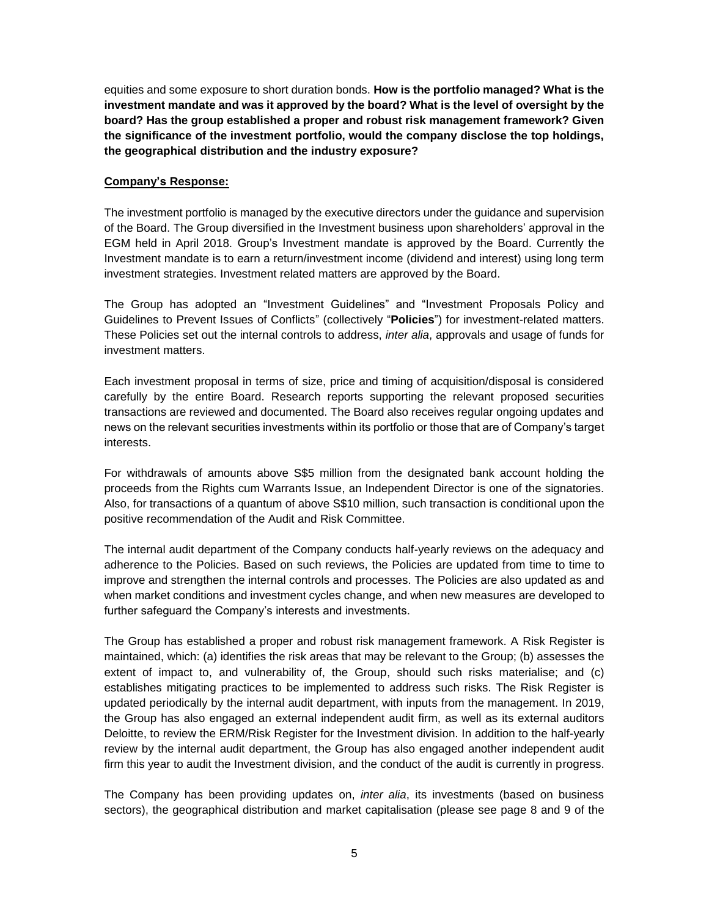equities and some exposure to short duration bonds. **How is the portfolio managed? What is the investment mandate and was it approved by the board? What is the level of oversight by the board? Has the group established a proper and robust risk management framework? Given the significance of the investment portfolio, would the company disclose the top holdings, the geographical distribution and the industry exposure?**

**Company's Response:**

The investment portfolio is managed by the executive directors under the guidance and supervision of the Board. The Group diversified in the Investment business upon shareholders' approval in the EGM held in April 2018. Group's Investment mandate is approved by the Board. Currently the Investment mandate is to earn a return/investment income (dividend and interest) using long term investment strategies. Investment related matters are approved by the Board.

The Group has adopted an "Investment Guidelines" and "Investment Proposals Policy and Guidelines to Prevent Issues of Conflicts" (collectively "**Policies**") for investment-related matters. These Policies set out the internal controls to address, *inter alia*, approvals and usage of funds for investment matters.

Each investment proposal in terms of size, price and timing of acquisition/disposal is considered carefully by the entire Board. Research reports supporting the relevant proposed securities transactions are reviewed and documented. The Board also receives regular ongoing updates and news on the relevant securities investments within its portfolio or those that are of Company's target interests.

For withdrawals of amounts above S$5 million from the designated bank account holding the proceeds from the Rights cum Warrants Issue, an Independent Director is one of the signatories. Also, for transactions of a quantum of above S$10 million, such transaction is conditional upon the positive recommendation of the Audit and Risk Committee.

The internal audit department of the Company conducts half-yearly reviews on the adequacy and adherence to the Policies. Based on such reviews, the Policies are updated from time to time to improve and strengthen the internal controls and processes. The Policies are also updated as and when market conditions and investment cycles change, and when new measures are developed to further safeguard the Company's interests and investments.

The Group has established a proper and robust risk management framework. A Risk Register is maintained, which: (a) identifies the risk areas that may be relevant to the Group; (b) assesses the extent of impact to, and vulnerability of, the Group, should such risks materialise; and (c) establishes mitigating practices to be implemented to address such risks. The Risk Register is updated periodically by the internal audit department, with inputs from the management. In 2019, the Group has also engaged an external independent audit firm, as well as its external auditors Deloitte, to review the ERM/Risk Register for the Investment division. In addition to the half-yearly review by the internal audit department, the Group has also engaged another independent audit firm this year to audit the Investment division, and the conduct of the audit is currently in progress.

The Company has been providing updates on, *inter alia*, its investments (based on business sectors), the geographical distribution and market capitalisation (please see page 8 and 9 of the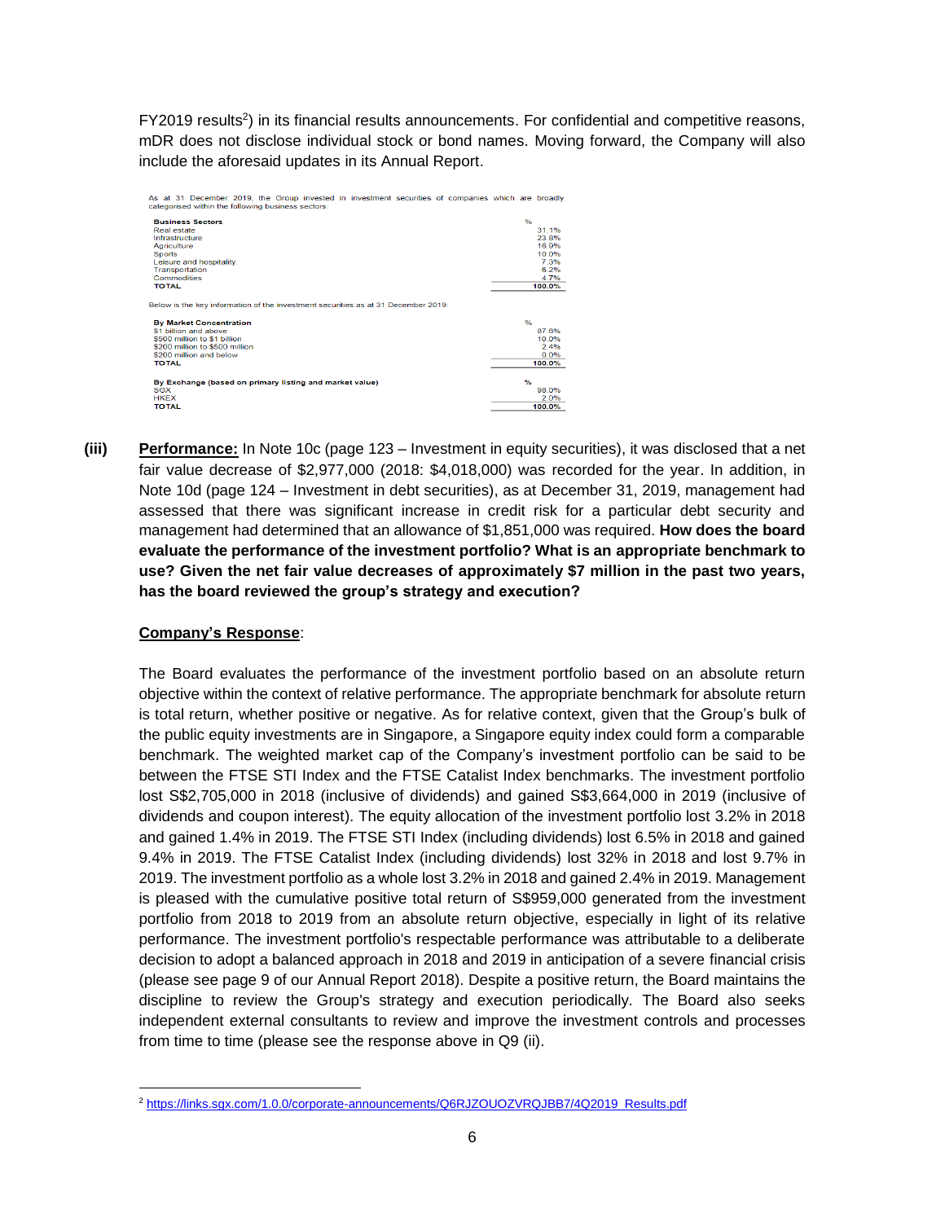FY2019 results[2]) in its financial results announcements. For confidential and competitive reasons, mDR does not disclose individual stock or bond names. Moving forward, the Company will also include the aforesaid updates in its Annual Report.

As at 31 December 2019, the Group invested in investment securities of companies which are broadly categorised within the following business sectors:

| Business Sectors | % |
|---|---|
| Real estate | 31.1% |
| Infrastructure | 23.8% |
| Agriculture | 16.9% |
| Sports | 10.0% |
| Leisure and hospitality | 7.3% |
| Transportation | 6.2% |
| Commodities | 4.7% |
| **TOTAL** | **100.0%** |

Below is the key information of the investment securities as at 31 December 2019:

| By Market Concentration | % |
|---|---|
| $1 billion and above | 87.6% |
| $500 million to $1 billion | 10.0% |
| $200 million to $500 million | 2.4% |
| $200 million and below | 0.0% |
| **TOTAL** | **100.0%** |

| By Exchange (based on primary listing and market value) | % |
|---|---|
| SGX | 98.0% |
| HKEX | 2.0% |
| **TOTAL** | **100.0%** |

**(iii)** **Performance:** In Note 10c (page 123 – Investment in equity securities), it was disclosed that a net fair value decrease of $2,977,000 (2018: $4,018,000) was recorded for the year. In addition, in Note 10d (page 124 – Investment in debt securities), as at December 31, 2019, management had assessed that there was significant increase in credit risk for a particular debt security and management had determined that an allowance of $1,851,000 was required. **How does the board evaluate the performance of the investment portfolio? What is an appropriate benchmark to use? Given the net fair value decreases of approximately $7 million in the past two years, has the board reviewed the group's strategy and execution?**

**Company's Response**:

The Board evaluates the performance of the investment portfolio based on an absolute return objective within the context of relative performance. The appropriate benchmark for absolute return is total return, whether positive or negative. As for relative context, given that the Group's bulk of the public equity investments are in Singapore, a Singapore equity index could form a comparable benchmark. The weighted market cap of the Company's investment portfolio can be said to be between the FTSE STI Index and the FTSE Catalist Index benchmarks. The investment portfolio lost S$2,705,000 in 2018 (inclusive of dividends) and gained S$3,664,000 in 2019 (inclusive of dividends and coupon interest). The equity allocation of the investment portfolio lost 3.2% in 2018 and gained 1.4% in 2019. The FTSE STI Index (including dividends) lost 6.5% in 2018 and gained 9.4% in 2019. The FTSE Catalist Index (including dividends) lost 32% in 2018 and lost 9.7% in 2019. The investment portfolio as a whole lost 3.2% in 2018 and gained 2.4% in 2019. Management is pleased with the cumulative positive total return of S$959,000 generated from the investment portfolio from 2018 to 2019 from an absolute return objective, especially in light of its relative performance. The investment portfolio's respectable performance was attributable to a deliberate decision to adopt a balanced approach in 2018 and 2019 in anticipation of a severe financial crisis (please see page 9 of our Annual Report 2018). Despite a positive return, the Board maintains the discipline to review the Group's strategy and execution periodically. The Board also seeks independent external consultants to review and improve the investment controls and processes from time to time (please see the response above in Q9 (ii).

[2] https://links.sgx.com/1.0.0/corporate-announcements/Q6RJZOUOZVRQJBB7/4Q2019_Results.pdf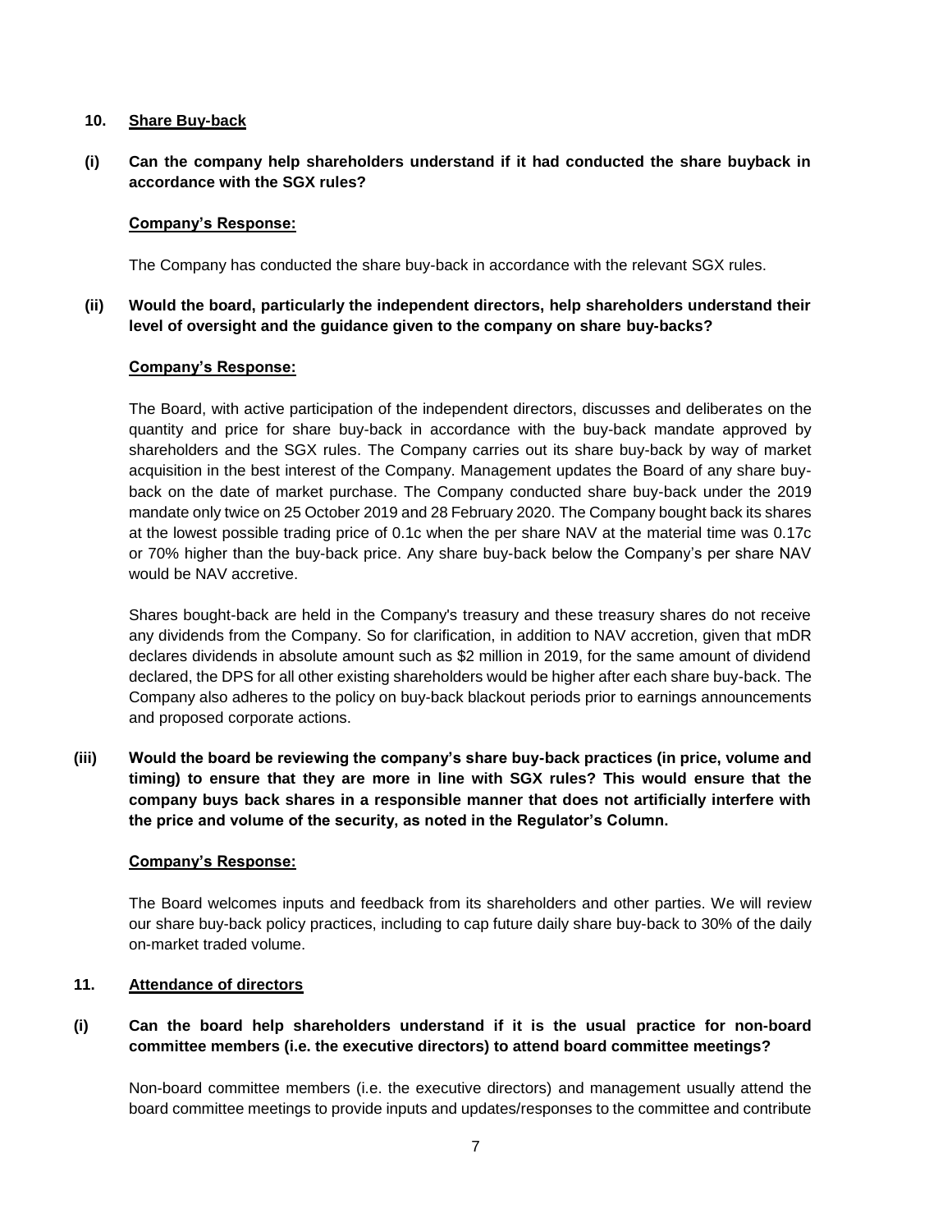## 10. Share Buy-back

**(i) Can the company help shareholders understand if it had conducted the share buyback in accordance with the SGX rules?**

**Company's Response:**

The Company has conducted the share buy-back in accordance with the relevant SGX rules.

**(ii) Would the board, particularly the independent directors, help shareholders understand their level of oversight and the guidance given to the company on share buy-backs?**

**Company's Response:**

The Board, with active participation of the independent directors, discusses and deliberates on the quantity and price for share buy-back in accordance with the buy-back mandate approved by shareholders and the SGX rules. The Company carries out its share buy-back by way of market acquisition in the best interest of the Company. Management updates the Board of any share buy-back on the date of market purchase. The Company conducted share buy-back under the 2019 mandate only twice on 25 October 2019 and 28 February 2020. The Company bought back its shares at the lowest possible trading price of 0.1c when the per share NAV at the material time was 0.17c or 70% higher than the buy-back price. Any share buy-back below the Company's per share NAV would be NAV accretive.

Shares bought-back are held in the Company's treasury and these treasury shares do not receive any dividends from the Company. So for clarification, in addition to NAV accretion, given that mDR declares dividends in absolute amount such as $2 million in 2019, for the same amount of dividend declared, the DPS for all other existing shareholders would be higher after each share buy-back. The Company also adheres to the policy on buy-back blackout periods prior to earnings announcements and proposed corporate actions.

**(iii) Would the board be reviewing the company's share buy-back practices (in price, volume and timing) to ensure that they are more in line with SGX rules? This would ensure that the company buys back shares in a responsible manner that does not artificially interfere with the price and volume of the security, as noted in the Regulator's Column.**

**Company's Response:**

The Board welcomes inputs and feedback from its shareholders and other parties. We will review our share buy-back policy practices, including to cap future daily share buy-back to 30% of the daily on-market traded volume.

## 11. Attendance of directors

**(i) Can the board help shareholders understand if it is the usual practice for non-board committee members (i.e. the executive directors) to attend board committee meetings?**

Non-board committee members (i.e. the executive directors) and management usually attend the board committee meetings to provide inputs and updates/responses to the committee and contribute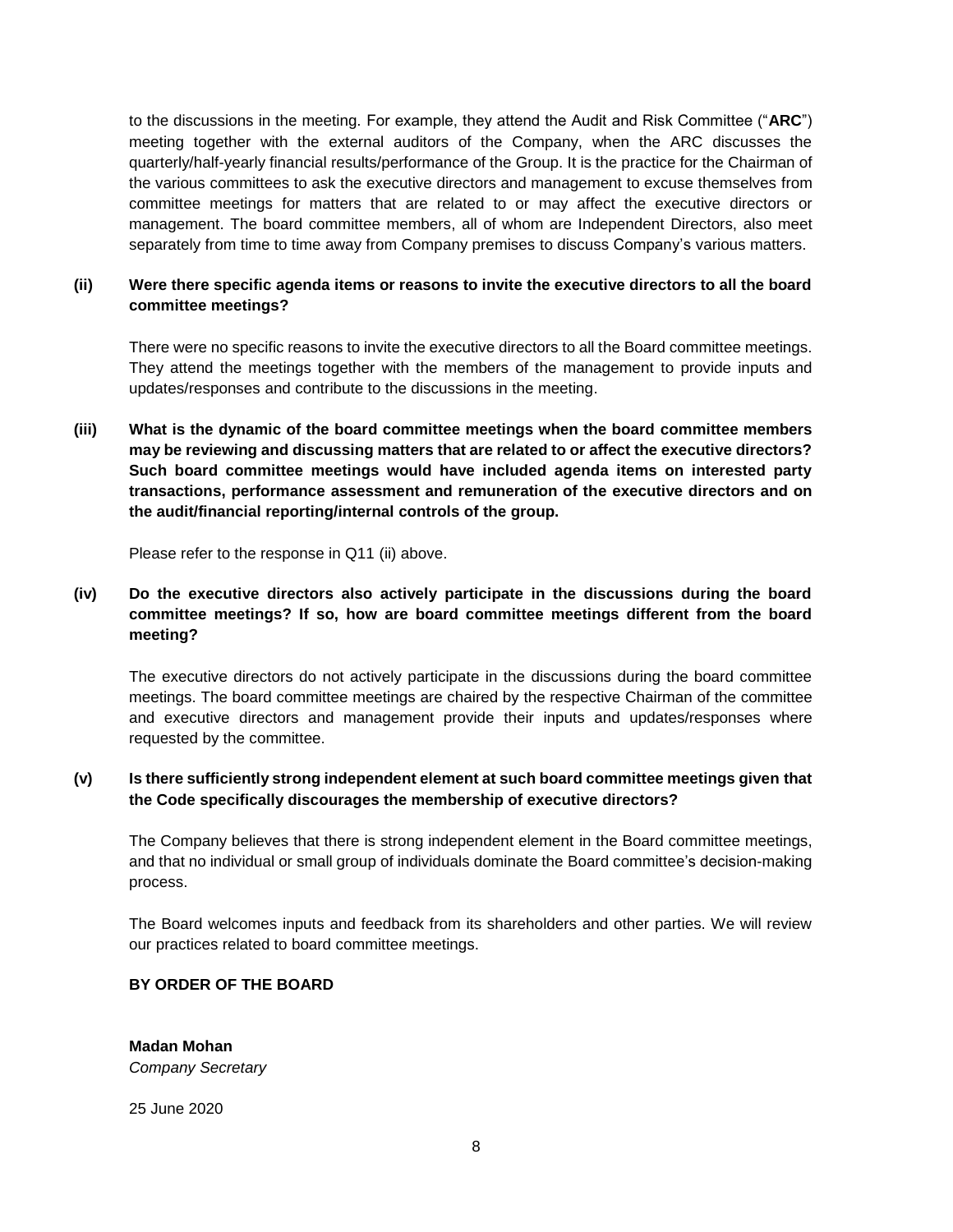to the discussions in the meeting. For example, they attend the Audit and Risk Committee ("**ARC**") meeting together with the external auditors of the Company, when the ARC discusses the quarterly/half-yearly financial results/performance of the Group. It is the practice for the Chairman of the various committees to ask the executive directors and management to excuse themselves from committee meetings for matters that are related to or may affect the executive directors or management. The board committee members, all of whom are Independent Directors, also meet separately from time to time away from Company premises to discuss Company's various matters.

**(ii) Were there specific agenda items or reasons to invite the executive directors to all the board committee meetings?**

There were no specific reasons to invite the executive directors to all the Board committee meetings. They attend the meetings together with the members of the management to provide inputs and updates/responses and contribute to the discussions in the meeting.

**(iii) What is the dynamic of the board committee meetings when the board committee members may be reviewing and discussing matters that are related to or affect the executive directors? Such board committee meetings would have included agenda items on interested party transactions, performance assessment and remuneration of the executive directors and on the audit/financial reporting/internal controls of the group.**

Please refer to the response in Q11 (ii) above.

**(iv) Do the executive directors also actively participate in the discussions during the board committee meetings? If so, how are board committee meetings different from the board meeting?**

The executive directors do not actively participate in the discussions during the board committee meetings. The board committee meetings are chaired by the respective Chairman of the committee and executive directors and management provide their inputs and updates/responses where requested by the committee.

**(v) Is there sufficiently strong independent element at such board committee meetings given that the Code specifically discourages the membership of executive directors?**

The Company believes that there is strong independent element in the Board committee meetings, and that no individual or small group of individuals dominate the Board committee's decision-making process.

The Board welcomes inputs and feedback from its shareholders and other parties. We will review our practices related to board committee meetings.

**BY ORDER OF THE BOARD**

**Madan Mohan**
*Company Secretary*

25 June 2020